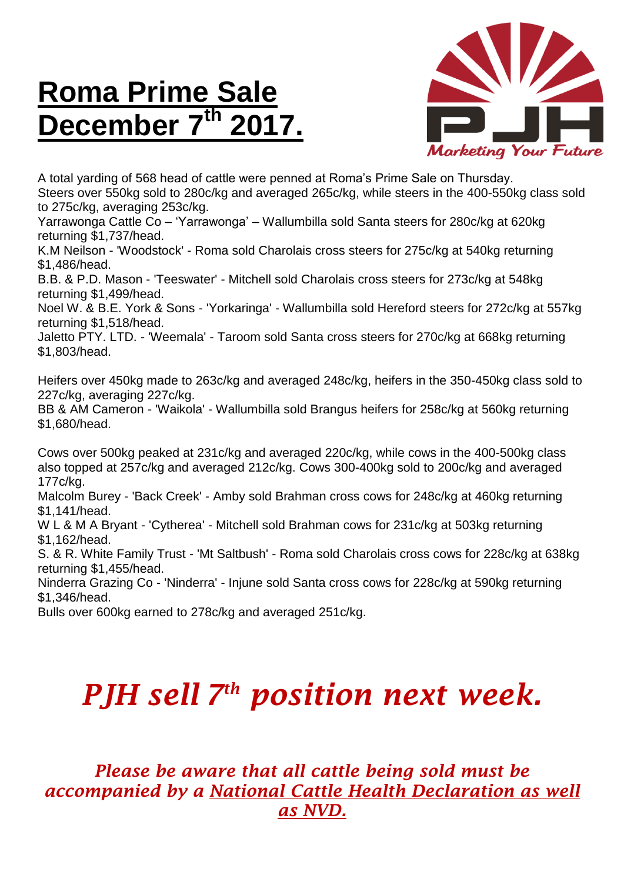# Roma Prime Sale December 7th 2017.

PJH

*Marketing Your Future*

A total yarding of 568 head of cattle were penned at Roma's Prime Sale on Thursday.
Steers over 550kg sold to 280c/kg and averaged 265c/kg, while steers in the 400-550kg class sold to 275c/kg, averaging 253c/kg.
Yarrawonga Cattle Co – 'Yarrawonga' – Wallumbilla sold Santa steers for 280c/kg at 620kg returning $1,737/head.
K.M Neilson - 'Woodstock' - Roma sold Charolais cross steers for 275c/kg at 540kg returning $1,486/head.
B.B. & P.D. Mason - 'Teeswater' - Mitchell sold Charolais cross steers for 273c/kg at 548kg returning $1,499/head.
Noel W. & B.E. York & Sons - 'Yorkaringa' - Wallumbilla sold Hereford steers for 272c/kg at 557kg returning $1,518/head.
Jaletto PTY. LTD. - 'Weemala' - Taroom sold Santa cross steers for 270c/kg at 668kg returning $1,803/head.

Heifers over 450kg made to 263c/kg and averaged 248c/kg, heifers in the 350-450kg class sold to 227c/kg, averaging 227c/kg.
BB & AM Cameron - 'Waikola' - Wallumbilla sold Brangus heifers for 258c/kg at 560kg returning $1,680/head.

Cows over 500kg peaked at 231c/kg and averaged 220c/kg, while cows in the 400-500kg class also topped at 257c/kg and averaged 212c/kg. Cows 300-400kg sold to 200c/kg and averaged 177c/kg.
Malcolm Burey - 'Back Creek' - Amby sold Brahman cross cows for 248c/kg at 460kg returning $1,141/head.
W L & M A Bryant - 'Cytherea' - Mitchell sold Brahman cows for 231c/kg at 503kg returning $1,162/head.
S. & R. White Family Trust - 'Mt Saltbush' - Roma sold Charolais cross cows for 228c/kg at 638kg returning $1,455/head.
Ninderra Grazing Co - 'Ninderra' - Injune sold Santa cross cows for 228c/kg at 590kg returning $1,346/head.
Bulls over 600kg earned to 278c/kg and averaged 251c/kg.

## *PJH sell 7th position next week.*

***Please be aware that all cattle being sold must be accompanied by a National Cattle Health Declaration as well as NVD.***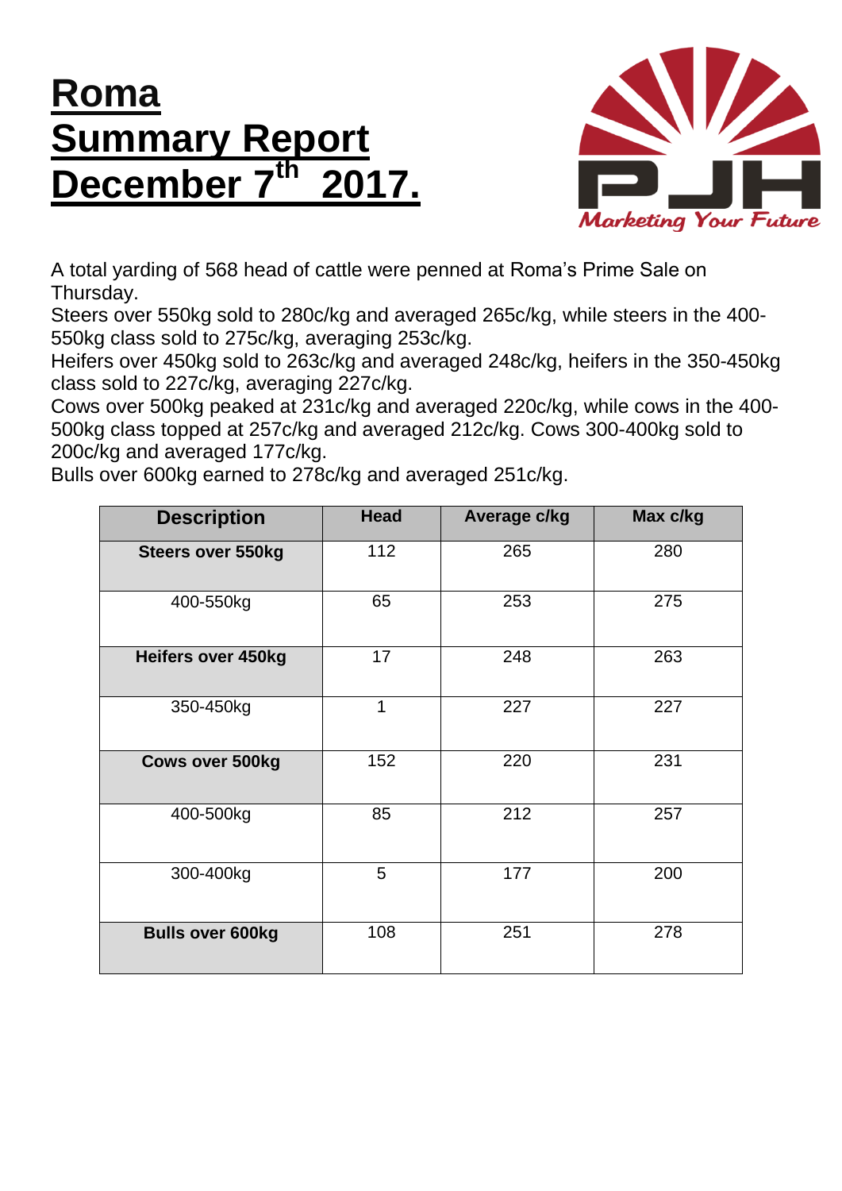# Roma Summary Report December 7th 2017.

Marketing Your Future

A total yarding of 568 head of cattle were penned at Roma's Prime Sale on Thursday.
Steers over 550kg sold to 280c/kg and averaged 265c/kg, while steers in the 400-550kg class sold to 275c/kg, averaging 253c/kg.
Heifers over 450kg sold to 263c/kg and averaged 248c/kg, heifers in the 350-450kg class sold to 227c/kg, averaging 227c/kg.
Cows over 500kg peaked at 231c/kg and averaged 220c/kg, while cows in the 400-500kg class topped at 257c/kg and averaged 212c/kg. Cows 300-400kg sold to 200c/kg and averaged 177c/kg.
Bulls over 600kg earned to 278c/kg and averaged 251c/kg.

| Description | Head | Average c/kg | Max c/kg |
|---|---|---|---|
| **Steers over 550kg** | 112 | 265 | 280 |
| 400-550kg | 65 | 253 | 275 |
| **Heifers over 450kg** | 17 | 248 | 263 |
| 350-450kg | 1 | 227 | 227 |
| **Cows over 500kg** | 152 | 220 | 231 |
| 400-500kg | 85 | 212 | 257 |
| 300-400kg | 5 | 177 | 200 |
| **Bulls over 600kg** | 108 | 251 | 278 |